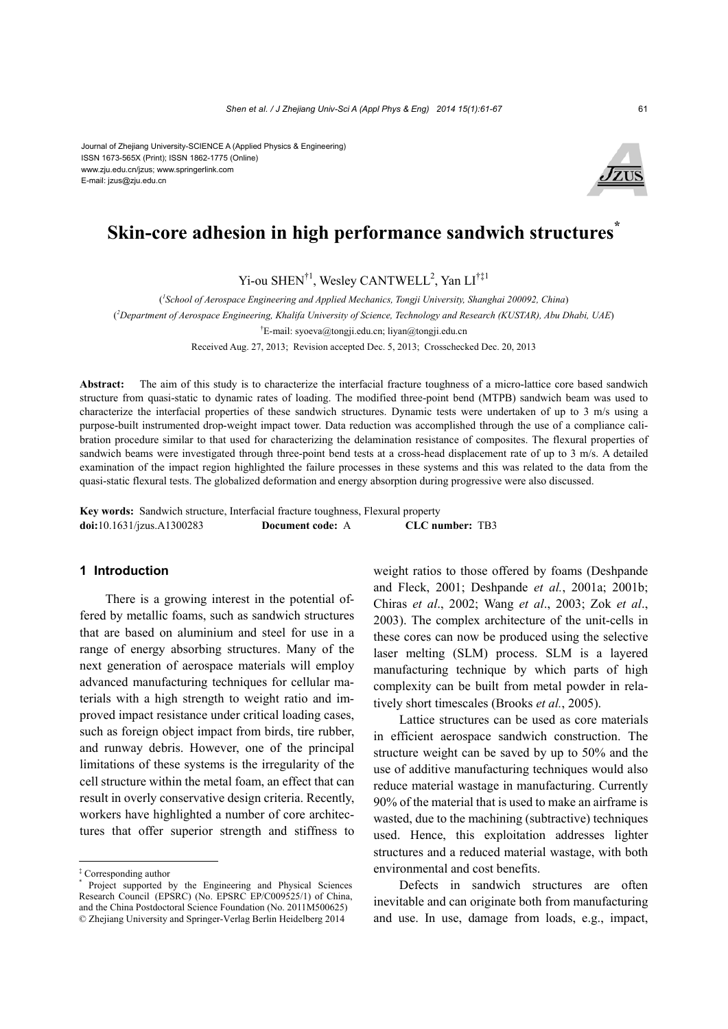Journal of Zhejiang University-SCIENCE A (Applied Physics & Engineering)
ISSN 1673-565X (Print); ISSN 1862-1775 (Online)
www.zju.edu.cn/jzus; www.springerlink.com
E-mail: jzus@zju.edu.cn

# Skin-core adhesion in high performance sandwich structures*

Yi-ou SHEN[†1], Wesley CANTWELL[2], Yan LI[†‡1]

([1]School of Aerospace Engineering and Applied Mechanics, Tongji University, Shanghai 200092, China)

([2]Department of Aerospace Engineering, Khalifa University of Science, Technology and Research (KUSTAR), Abu Dhabi, UAE)

[†]E-mail: syoeva@tongji.edu.cn; liyan@tongji.edu.cn

Received Aug. 27, 2013; Revision accepted Dec. 5, 2013; Crosschecked Dec. 20, 2013

**Abstract:** The aim of this study is to characterize the interfacial fracture toughness of a micro-lattice core based sandwich structure from quasi-static to dynamic rates of loading. The modified three-point bend (MTPB) sandwich beam was used to characterize the interfacial properties of these sandwich structures. Dynamic tests were undertaken of up to 3 m/s using a purpose-built instrumented drop-weight impact tower. Data reduction was accomplished through the use of a compliance calibration procedure similar to that used for characterizing the delamination resistance of composites. The flexural properties of sandwich beams were investigated through three-point bend tests at a cross-head displacement rate of up to 3 m/s. A detailed examination of the impact region highlighted the failure processes in these systems and this was related to the data from the quasi-static flexural tests. The globalized deformation and energy absorption during progressive were also discussed.

**Key words:** Sandwich structure, Interfacial fracture toughness, Flexural property
**doi:**10.1631/jzus.A1300283 **Document code:** A **CLC number:** TB3

## 1 Introduction

There is a growing interest in the potential offered by metallic foams, such as sandwich structures that are based on aluminium and steel for use in a range of energy absorbing structures. Many of the next generation of aerospace materials will employ advanced manufacturing techniques for cellular materials with a high strength to weight ratio and improved impact resistance under critical loading cases, such as foreign object impact from birds, tire rubber, and runway debris. However, one of the principal limitations of these systems is the irregularity of the cell structure within the metal foam, an effect that can result in overly conservative design criteria. Recently, workers have highlighted a number of core architectures that offer superior strength and stiffness to weight ratios to those offered by foams (Deshpande and Fleck, 2001; Deshpande *et al.*, 2001a; 2001b; Chiras *et al*., 2002; Wang *et al*., 2003; Zok *et al*., 2003). The complex architecture of the unit-cells in these cores can now be produced using the selective laser melting (SLM) process. SLM is a layered manufacturing technique by which parts of high complexity can be built from metal powder in relatively short timescales (Brooks *et al.*, 2005).

Lattice structures can be used as core materials in efficient aerospace sandwich construction. The structure weight can be saved by up to 50% and the use of additive manufacturing techniques would also reduce material wastage in manufacturing. Currently 90% of the material that is used to make an airframe is wasted, due to the machining (subtractive) techniques used. Hence, this exploitation addresses lighter structures and a reduced material wastage, with both environmental and cost benefits.

Defects in sandwich structures are often inevitable and can originate both from manufacturing and use. In use, damage from loads, e.g., impact,

---

‡ Corresponding author

\* Project supported by the Engineering and Physical Sciences Research Council (EPSRC) (No. EPSRC EP/C009525/1) of China, and the China Postdoctoral Science Foundation (No. 2011M500625)

© Zhejiang University and Springer-Verlag Berlin Heidelberg 2014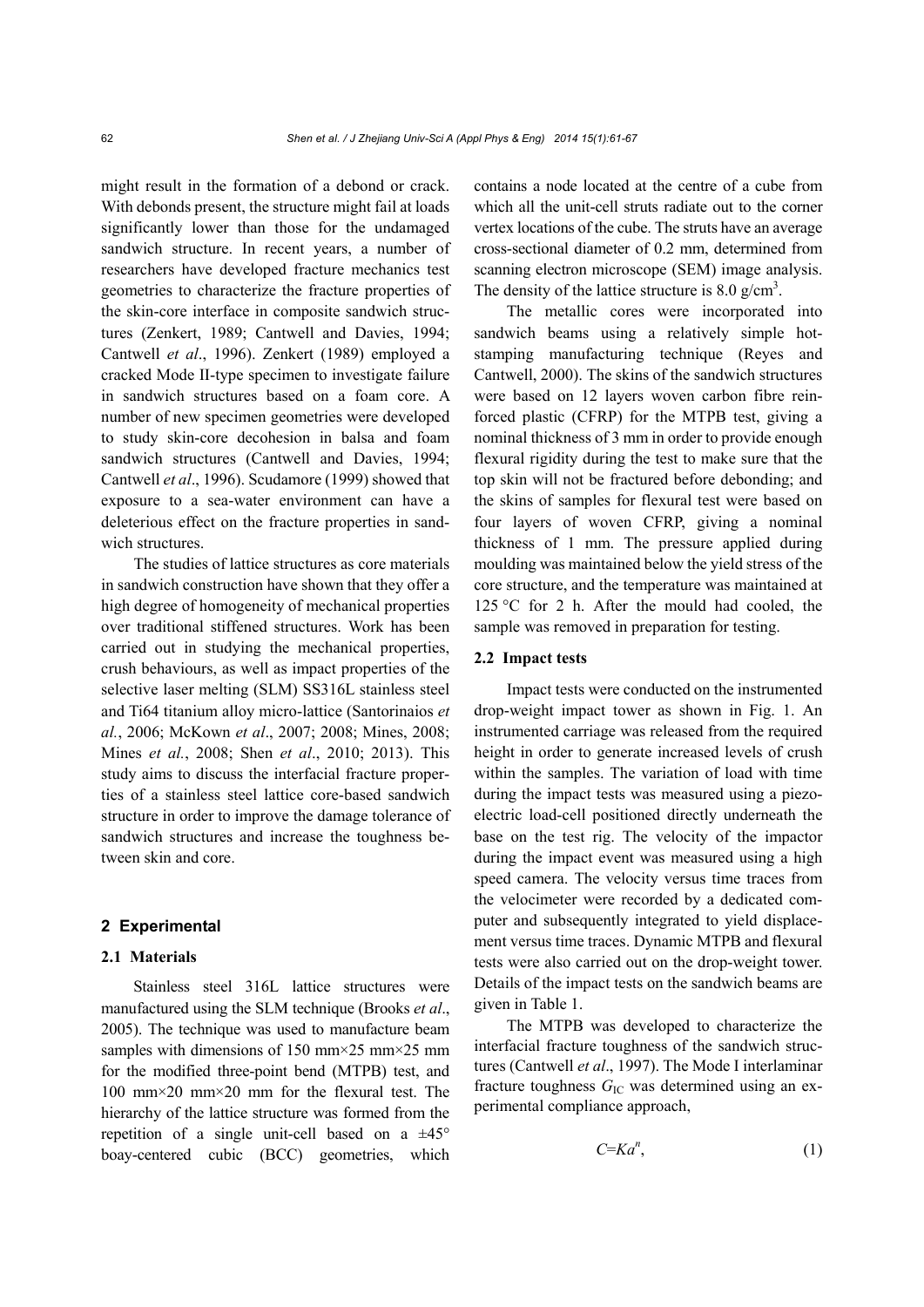might result in the formation of a debond or crack. With debonds present, the structure might fail at loads significantly lower than those for the undamaged sandwich structure. In recent years, a number of researchers have developed fracture mechanics test geometries to characterize the fracture properties of the skin-core interface in composite sandwich structures (Zenkert, 1989; Cantwell and Davies, 1994; Cantwell *et al*., 1996). Zenkert (1989) employed a cracked Mode II-type specimen to investigate failure in sandwich structures based on a foam core. A number of new specimen geometries were developed to study skin-core decohesion in balsa and foam sandwich structures (Cantwell and Davies, 1994; Cantwell *et al*., 1996). Scudamore (1999) showed that exposure to a sea-water environment can have a deleterious effect on the fracture properties in sandwich structures.

The studies of lattice structures as core materials in sandwich construction have shown that they offer a high degree of homogeneity of mechanical properties over traditional stiffened structures. Work has been carried out in studying the mechanical properties, crush behaviours, as well as impact properties of the selective laser melting (SLM) SS316L stainless steel and Ti64 titanium alloy micro-lattice (Santorinaios *et al.*, 2006; McKown *et al*., 2007; 2008; Mines, 2008; Mines *et al.*, 2008; Shen *et al*., 2010; 2013). This study aims to discuss the interfacial fracture properties of a stainless steel lattice core-based sandwich structure in order to improve the damage tolerance of sandwich structures and increase the toughness between skin and core.

## 2 Experimental

### 2.1 Materials

Stainless steel 316L lattice structures were manufactured using the SLM technique (Brooks *et al*., 2005). The technique was used to manufacture beam samples with dimensions of 150 mm×25 mm×25 mm for the modified three-point bend (MTPB) test, and 100 mm×20 mm×20 mm for the flexural test. The hierarchy of the lattice structure was formed from the repetition of a single unit-cell based on a ±45° boay-centered cubic (BCC) geometries, which contains a node located at the centre of a cube from which all the unit-cell struts radiate out to the corner vertex locations of the cube. The struts have an average cross-sectional diameter of 0.2 mm, determined from scanning electron microscope (SEM) image analysis. The density of the lattice structure is 8.0 g/cm$^3$.

The metallic cores were incorporated into sandwich beams using a relatively simple hot-stamping manufacturing technique (Reyes and Cantwell, 2000). The skins of the sandwich structures were based on 12 layers woven carbon fibre reinforced plastic (CFRP) for the MTPB test, giving a nominal thickness of 3 mm in order to provide enough flexural rigidity during the test to make sure that the top skin will not be fractured before debonding; and the skins of samples for flexural test were based on four layers of woven CFRP, giving a nominal thickness of 1 mm. The pressure applied during moulding was maintained below the yield stress of the core structure, and the temperature was maintained at 125 °C for 2 h. After the mould had cooled, the sample was removed in preparation for testing.

### 2.2 Impact tests

Impact tests were conducted on the instrumented drop-weight impact tower as shown in Fig. 1. An instrumented carriage was released from the required height in order to generate increased levels of crush within the samples. The variation of load with time during the impact tests was measured using a piezoelectric load-cell positioned directly underneath the base on the test rig. The velocity of the impactor during the impact event was measured using a high speed camera. The velocity versus time traces from the velocimeter were recorded by a dedicated computer and subsequently integrated to yield displacement versus time traces. Dynamic MTPB and flexural tests were also carried out on the drop-weight tower. Details of the impact tests on the sandwich beams are given in Table 1.

The MTPB was developed to characterize the interfacial fracture toughness of the sandwich structures (Cantwell *et al*., 1997). The Mode I interlaminar fracture toughness $G_{IC}$ was determined using an experimental compliance approach,

$$C=Ka^n, \tag{1}$$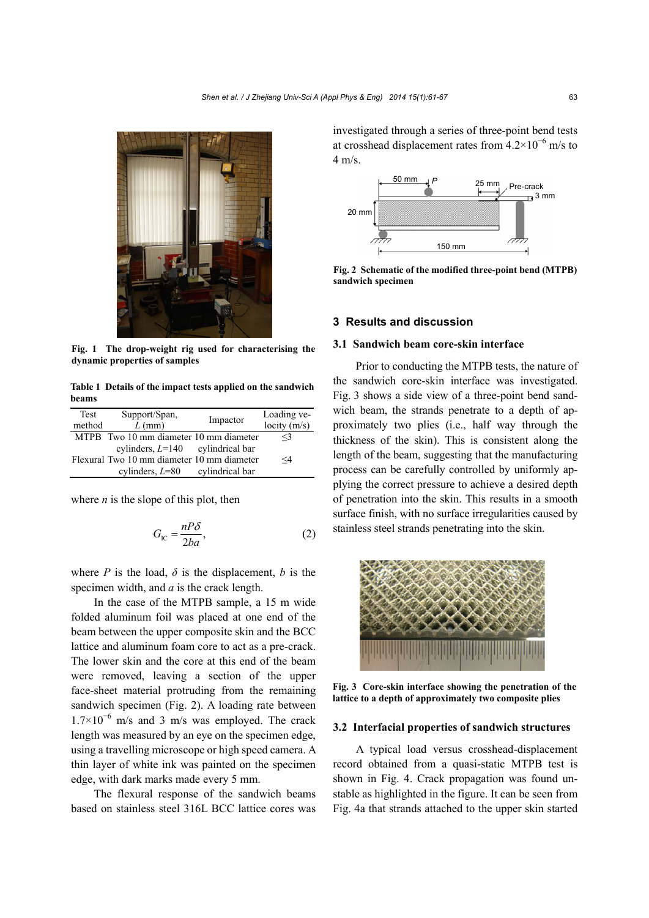Fig. 1 The drop-weight rig used for characterising the dynamic properties of samples

**Table 1 Details of the impact tests applied on the sandwich beams**

| Test method | Support/Span, $L$ (mm) | Impactor | Loading velocity (m/s) |
|---|---|---|---|
| MTPB | Two 10 mm diameter cylinders, $L$=140 | 10 mm diameter cylindrical bar | ≤3 |
| Flexural | Two 10 mm diameter cylinders, $L$=80 | 10 mm diameter cylindrical bar | ≤4 |

where $n$ is the slope of this plot, then

$$G_{\mathrm{IC}} = \frac{nP\delta}{2ba}, \tag{2}$$

where $P$ is the load, $\delta$ is the displacement, $b$ is the specimen width, and $a$ is the crack length.

In the case of the MTPB sample, a 15 m wide folded aluminum foil was placed at one end of the beam between the upper composite skin and the BCC lattice and aluminum foam core to act as a pre-crack. The lower skin and the core at this end of the beam were removed, leaving a section of the upper face-sheet material protruding from the remaining sandwich specimen (Fig. 2). A loading rate between $1.7\times10^{-6}$ m/s and 3 m/s was employed. The crack length was measured by an eye on the specimen edge, using a travelling microscope or high speed camera. A thin layer of white ink was painted on the specimen edge, with dark marks made every 5 mm.

The flexural response of the sandwich beams based on stainless steel 316L BCC lattice cores was investigated through a series of three-point bend tests at crosshead displacement rates from $4.2\times10^{-6}$ m/s to 4 m/s.

Fig. 2 Schematic of the modified three-point bend (MTPB) sandwich specimen

## 3 Results and discussion

### 3.1 Sandwich beam core-skin interface

Prior to conducting the MTPB tests, the nature of the sandwich core-skin interface was investigated. Fig. 3 shows a side view of a three-point bend sandwich beam, the strands penetrate to a depth of approximately two plies (i.e., half way through the thickness of the skin). This is consistent along the length of the beam, suggesting that the manufacturing process can be carefully controlled by uniformly applying the correct pressure to achieve a desired depth of penetration into the skin. This results in a smooth surface finish, with no surface irregularities caused by stainless steel strands penetrating into the skin.

Fig. 3 Core-skin interface showing the penetration of the lattice to a depth of approximately two composite plies

### 3.2 Interfacial properties of sandwich structures

A typical load versus crosshead-displacement record obtained from a quasi-static MTPB test is shown in Fig. 4. Crack propagation was found unstable as highlighted in the figure. It can be seen from Fig. 4a that strands attached to the upper skin started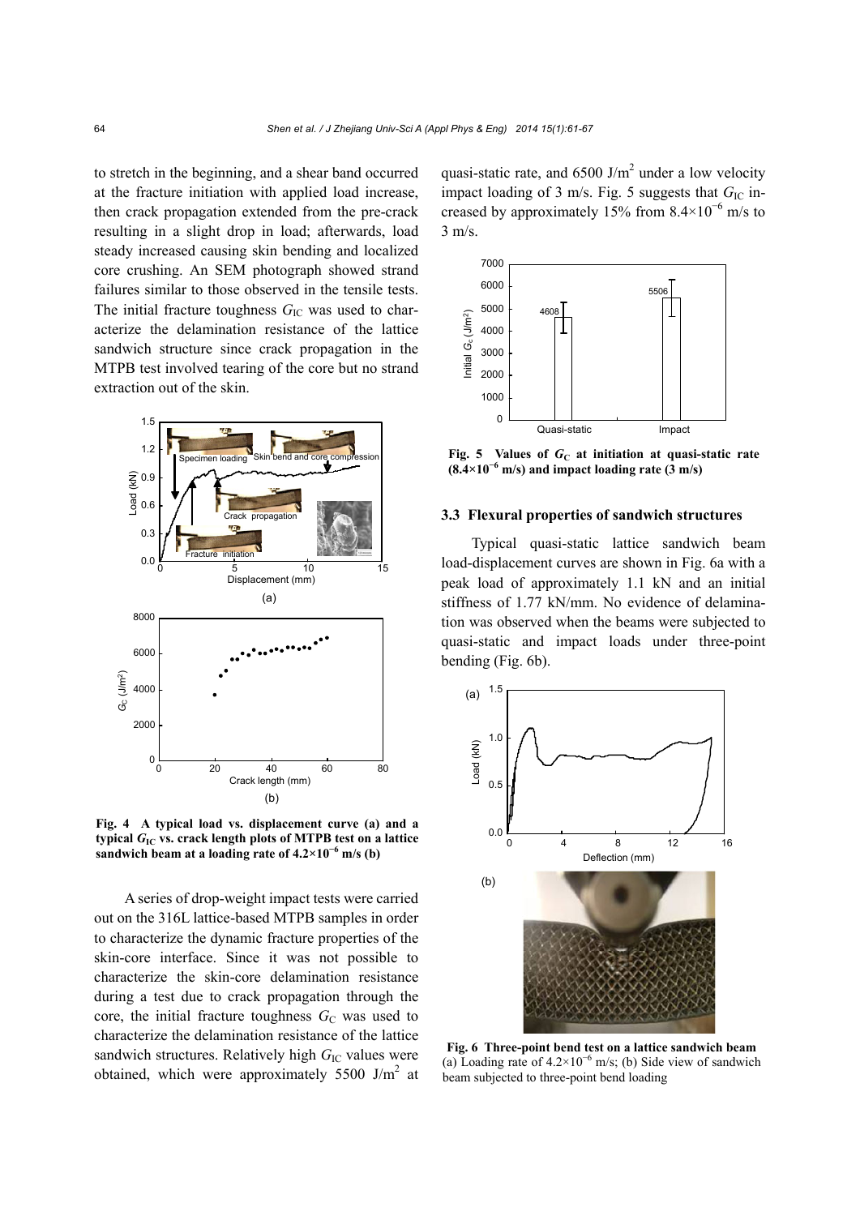to stretch in the beginning, and a shear band occurred at the fracture initiation with applied load increase, then crack propagation extended from the pre-crack resulting in a slight drop in load; afterwards, load steady increased causing skin bending and localized core crushing. An SEM photograph showed strand failures similar to those observed in the tensile tests. The initial fracture toughness $G_{IC}$ was used to characterize the delamination resistance of the lattice sandwich structure since crack propagation in the MTPB test involved tearing of the core but no strand extraction out of the skin.

**Fig. 4 A typical load vs. displacement curve (a) and a typical $G_{IC}$ vs. crack length plots of MTPB test on a lattice sandwich beam at a loading rate of $4.2\times10^{-6}$ m/s (b)**

A series of drop-weight impact tests were carried out on the 316L lattice-based MTPB samples in order to characterize the dynamic fracture properties of the skin-core interface. Since it was not possible to characterize the skin-core delamination resistance during a test due to crack propagation through the core, the initial fracture toughness $G_C$ was used to characterize the delamination resistance of the lattice sandwich structures. Relatively high $G_{IC}$ values were obtained, which were approximately 5500 J/m$^2$ at quasi-static rate, and 6500 J/m$^2$ under a low velocity impact loading of 3 m/s. Fig. 5 suggests that $G_{IC}$ increased by approximately 15% from $8.4\times10^{-6}$ m/s to 3 m/s.

**Fig. 5 Values of $G_C$ at initiation at quasi-static rate ($8.4\times10^{-6}$ m/s) and impact loading rate (3 m/s)**

### 3.3 Flexural properties of sandwich structures

Typical quasi-static lattice sandwich beam load-displacement curves are shown in Fig. 6a with a peak load of approximately 1.1 kN and an initial stiffness of 1.77 kN/mm. No evidence of delamination was observed when the beams were subjected to quasi-static and impact loads under three-point bending (Fig. 6b).

**Fig. 6 Three-point bend test on a lattice sandwich beam**
(a) Loading rate of $4.2\times10^{-6}$ m/s; (b) Side view of sandwich beam subjected to three-point bend loading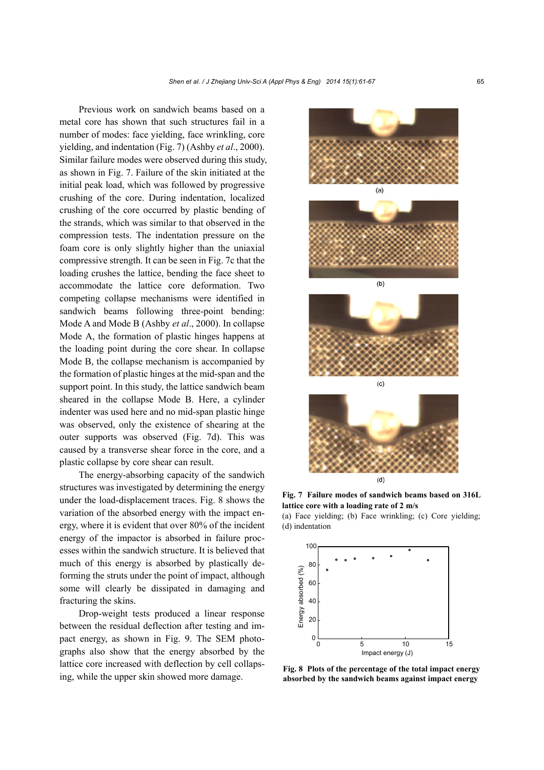Previous work on sandwich beams based on a metal core has shown that such structures fail in a number of modes: face yielding, face wrinkling, core yielding, and indentation (Fig. 7) (Ashby *et al*., 2000). Similar failure modes were observed during this study, as shown in Fig. 7. Failure of the skin initiated at the initial peak load, which was followed by progressive crushing of the core. During indentation, localized crushing of the core occurred by plastic bending of the strands, which was similar to that observed in the compression tests. The indentation pressure on the foam core is only slightly higher than the uniaxial compressive strength. It can be seen in Fig. 7c that the loading crushes the lattice, bending the face sheet to accommodate the lattice core deformation. Two competing collapse mechanisms were identified in sandwich beams following three-point bending: Mode A and Mode B (Ashby *et al*., 2000). In collapse Mode A, the formation of plastic hinges happens at the loading point during the core shear. In collapse Mode B, the collapse mechanism is accompanied by the formation of plastic hinges at the mid-span and the support point. In this study, the lattice sandwich beam sheared in the collapse Mode B. Here, a cylinder indenter was used here and no mid-span plastic hinge was observed, only the existence of shearing at the outer supports was observed (Fig. 7d). This was caused by a transverse shear force in the core, and a plastic collapse by core shear can result.

The energy-absorbing capacity of the sandwich structures was investigated by determining the energy under the load-displacement traces. Fig. 8 shows the variation of the absorbed energy with the impact energy, where it is evident that over 80% of the incident energy of the impactor is absorbed in failure processes within the sandwich structure. It is believed that much of this energy is absorbed by plastically deforming the struts under the point of impact, although some will clearly be dissipated in damaging and fracturing the skins.

Drop-weight tests produced a linear response between the residual deflection after testing and impact energy, as shown in Fig. 9. The SEM photographs also show that the energy absorbed by the lattice core increased with deflection by cell collapsing, while the upper skin showed more damage.

**Fig. 7 Failure modes of sandwich beams based on 316L lattice core with a loading rate of 2 m/s**
(a) Face yielding; (b) Face wrinkling; (c) Core yielding; (d) indentation

**Fig. 8 Plots of the percentage of the total impact energy absorbed by the sandwich beams against impact energy**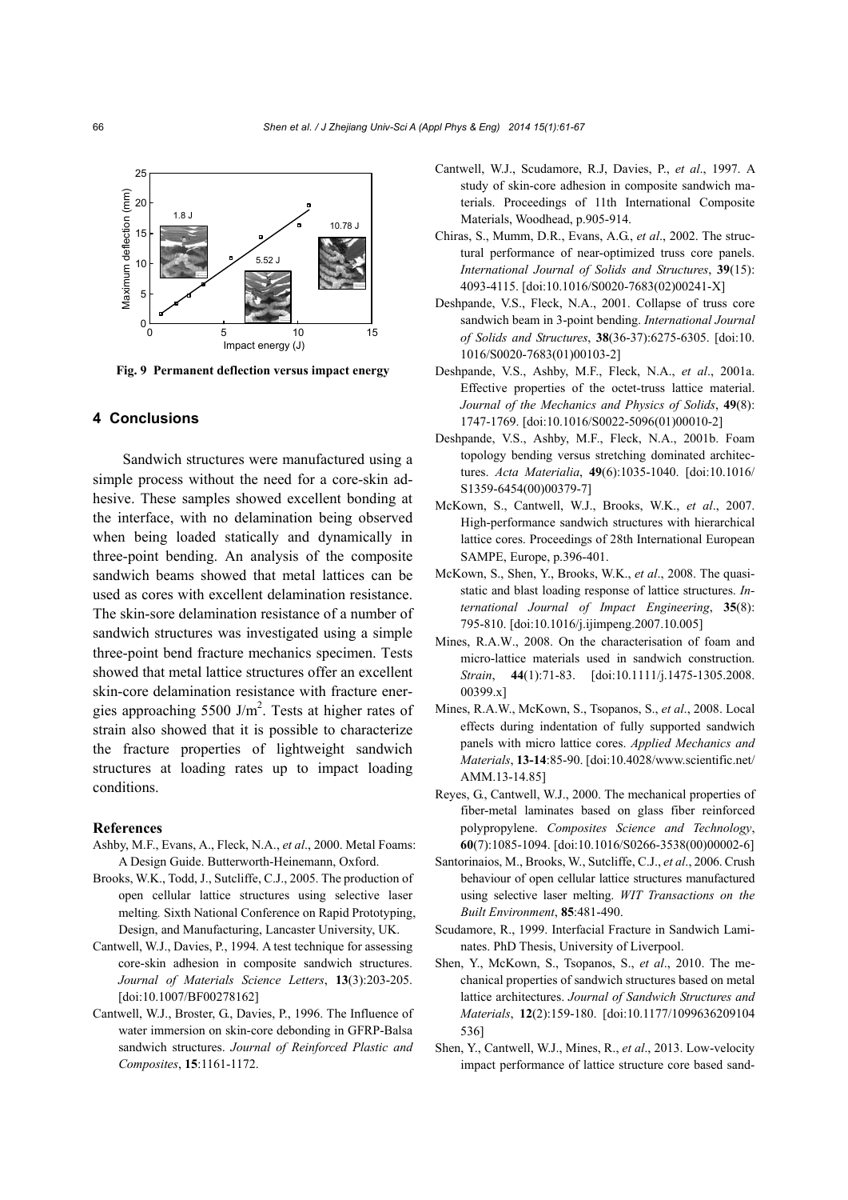Fig. 9 Permanent deflection versus impact energy

## 4 Conclusions

Sandwich structures were manufactured using a simple process without the need for a core-skin adhesive. These samples showed excellent bonding at the interface, with no delamination being observed when being loaded statically and dynamically in three-point bending. An analysis of the composite sandwich beams showed that metal lattices can be used as cores with excellent delamination resistance. The skin-sore delamination resistance of a number of sandwich structures was investigated using a simple three-point bend fracture mechanics specimen. Tests showed that metal lattice structures offer an excellent skin-core delamination resistance with fracture energies approaching 5500 J/m$^2$. Tests at higher rates of strain also showed that it is possible to characterize the fracture properties of lightweight sandwich structures at loading rates up to impact loading conditions.

### References

Ashby, M.F., Evans, A., Fleck, N.A., *et al*., 2000. Metal Foams: A Design Guide. Butterworth-Heinemann, Oxford.

Brooks, W.K., Todd, J., Sutcliffe, C.J., 2005. The production of open cellular lattice structures using selective laser melting. Sixth National Conference on Rapid Prototyping, Design, and Manufacturing, Lancaster University, UK.

Cantwell, W.J., Davies, P., 1994. A test technique for assessing core-skin adhesion in composite sandwich structures. *Journal of Materials Science Letters*, **13**(3):203-205. [doi:10.1007/BF00278162]

Cantwell, W.J., Broster, G., Davies, P., 1996. The Influence of water immersion on skin-core debonding in GFRP-Balsa sandwich structures. *Journal of Reinforced Plastic and Composites*, **15**:1161-1172.

Cantwell, W.J., Scudamore, R.J, Davies, P., *et al*., 1997. A study of skin-core adhesion in composite sandwich materials. Proceedings of 11th International Composite Materials, Woodhead, p.905-914.

Chiras, S., Mumm, D.R., Evans, A.G., *et al*., 2002. The structural performance of near-optimized truss core panels. *International Journal of Solids and Structures*, **39**(15): 4093-4115. [doi:10.1016/S0020-7683(02)00241-X]

Deshpande, V.S., Fleck, N.A., 2001. Collapse of truss core sandwich beam in 3-point bending. *International Journal of Solids and Structures*, **38**(36-37):6275-6305. [doi:10.1016/S0020-7683(01)00103-2]

Deshpande, V.S., Ashby, M.F., Fleck, N.A., *et al*., 2001a. Effective properties of the octet-truss lattice material. *Journal of the Mechanics and Physics of Solids*, **49**(8): 1747-1769. [doi:10.1016/S0022-5096(01)00010-2]

Deshpande, V.S., Ashby, M.F., Fleck, N.A., 2001b. Foam topology bending versus stretching dominated architectures. *Acta Materialia*, **49**(6):1035-1040. [doi:10.1016/S1359-6454(00)00379-7]

McKown, S., Cantwell, W.J., Brooks, W.K., *et al*., 2007. High-performance sandwich structures with hierarchical lattice cores. Proceedings of 28th International European SAMPE, Europe, p.396-401.

McKown, S., Shen, Y., Brooks, W.K., *et al*., 2008. The quasi-static and blast loading response of lattice structures. *International Journal of Impact Engineering*, **35**(8): 795-810. [doi:10.1016/j.ijimpeng.2007.10.005]

Mines, R.A.W., 2008. On the characterisation of foam and micro-lattice materials used in sandwich construction. *Strain*, **44**(1):71-83. [doi:10.1111/j.1475-1305.2008.00399.x]

Mines, R.A.W., McKown, S., Tsopanos, S., *et al*., 2008. Local effects during indentation of fully supported sandwich panels with micro lattice cores. *Applied Mechanics and Materials*, **13-14**:85-90. [doi:10.4028/www.scientific.net/AMM.13-14.85]

Reyes, G., Cantwell, W.J., 2000. The mechanical properties of fiber-metal laminates based on glass fiber reinforced polypropylene. *Composites Science and Technology*, **60**(7):1085-1094. [doi:10.1016/S0266-3538(00)00002-6]

Santorinaios, M., Brooks, W., Sutcliffe, C.J., *et al*., 2006. Crush behaviour of open cellular lattice structures manufactured using selective laser melting. *WIT Transactions on the Built Environment*, **85**:481-490.

Scudamore, R., 1999. Interfacial Fracture in Sandwich Laminates. PhD Thesis, University of Liverpool.

Shen, Y., McKown, S., Tsopanos, S., *et al*., 2010. The mechanical properties of sandwich structures based on metal lattice architectures. *Journal of Sandwich Structures and Materials*, **12**(2):159-180. [doi:10.1177/1099636209104536]

Shen, Y., Cantwell, W.J., Mines, R., *et al*., 2013. Low-velocity impact performance of lattice structure core based sand-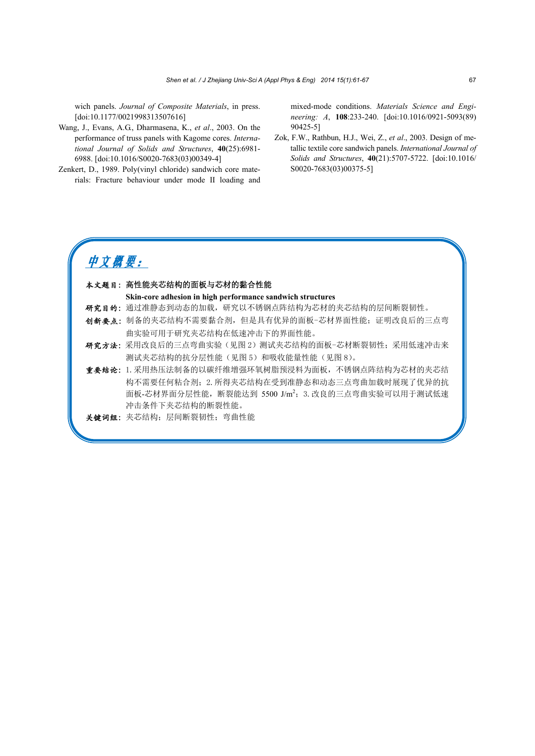wich panels. *Journal of Composite Materials*, in press. [doi:10.1177/0021998313507616]

Wang, J., Evans, A.G., Dharmasena, K., *et al*., 2003. On the performance of truss panels with Kagome cores. *International Journal of Solids and Structures*, **40**(25):6981-6988. [doi:10.1016/S0020-7683(03)00349-4]

Zenkert, D., 1989. Poly(vinyl chloride) sandwich core materials: Fracture behaviour under mode II loading and mixed-mode conditions. *Materials Science and Engineering: A*, **108**:233-240. [doi:10.1016/0921-5093(89)90425-5]

Zok, F.W., Rathbun, H.J., Wei, Z., *et al*., 2003. Design of metallic textile core sandwich panels. *International Journal of Solids and Structures*, **40**(21):5707-5722. [doi:10.1016/S0020-7683(03)00375-5]

## 中文概要：

**本文题目：** 高性能夹芯结构的面板与芯材的黏合性能

**Skin-core adhesion in high performance sandwich structures**

**研究目的：** 通过准静态到动态的加载，研究以不锈钢点阵结构为芯材的夹芯结构的层间断裂韧性。

**创新要点：** 制备的夹芯结构不需要黏合剂，但是具有优异的面板-芯材界面性能；证明改良后的三点弯曲实验可用于研究夹芯结构在低速冲击下的界面性能。

**研究方法：** 采用改良后的三点弯曲实验（见图 2）测试夹芯结构的面板-芯材断裂韧性；采用低速冲击来测试夹芯结构的抗分层性能（见图 5）和吸收能量性能（见图 8）。

**重要结论：** 1. 采用热压法制备的以碳纤维增强环氧树脂预浸料为面板，不锈钢点阵结构为芯材的夹芯结构不需要任何粘合剂；2. 所得夹芯结构在受到准静态和动态三点弯曲加载时展现了优异的抗面板-芯材界面分层性能，断裂能达到 5500 J/m$^2$；3. 改良的三点弯曲实验可以用于测试低速冲击条件下夹芯结构的断裂性能。

**关键词组：** 夹芯结构；层间断裂韧性；弯曲性能